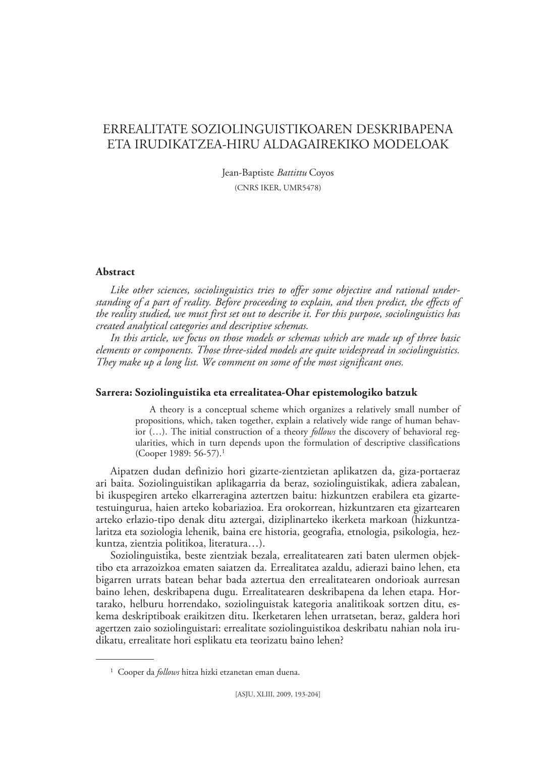# ERREALITATE SOZIOLINGUISTIKOAREN DESKRIBAPENA ETA IRUDIKATZEA-HIRU ALDAGAIREKIKO MODELOAK

Jean-Baptiste *Battittu* Coyos

(CNRS IKER, UMR5478)

## Abstract

*Like other sciences, sociolinguistics tries to offer some objective and rational understanding of a part of reality. Before proceeding to explain, and then predict, the effects of the reality studied, we must first set out to describe it. For this purpose, sociolinguistics has created analytical categories and descriptive schemas.*

*In this article, we focus on those models or schemas which are made up of three basic elements or components. Those three-sided models are quite widespread in sociolinguistics. They make up a long list. We comment on some of the most significant ones.*

## Sarrera: Soziolinguistika eta errealitatea-Ohar epistemologiko batzuk

> A theory is a conceptual scheme which organizes a relatively small number of propositions, which, taken together, explain a relatively wide range of human behavior (…). The initial construction of a theory *follows* the discovery of behavioral regularities, which in turn depends upon the formulation of descriptive classifications (Cooper 1989: 56-57).[1]

Aipatzen dudan definizio hori gizarte-zientzietan aplikatzen da, giza-portaeraz ari baita. Soziolinguistikan aplikagarria da beraz, soziolinguistikak, adiera zabalean, bi ikuspegiren arteko elkarreragina aztertzen baitu: hizkuntzen erabilera eta gizarte-testuingurua, haien arteko kobariazioa. Era orokorrean, hizkuntzaren eta gizartearen arteko erlazio-tipo denak ditu aztergai, diziplinarteko ikerketa markoan (hizkuntzalaritza eta soziologia lehenik, baina ere historia, geografia, etnologia, psikologia, hezkuntza, zientzia politikoa, literatura…).

Soziolinguistika, beste zientziak bezala, errealitatearen zati baten ulermen objektibo eta arrazoizkoa ematen saiatzen da. Errealitatea azaldu, adierazi baino lehen, eta bigarren urrats batean behar bada aztertua den errealitatearen ondorioak aurresan baino lehen, deskribapena dugu. Errealitatearen deskribapena da lehen etapa. Hortarako, helburu horrendako, soziolinguistak kategoria analitikoak sortzen ditu, eskema deskriptiboak eraikitzen ditu. Ikerketaren lehen urratsetan, beraz, galdera hori agertzen zaio soziolinguistari: errealitate soziolinguistikoa deskribatu nahian nola irudikatu, errealitate hori esplikatu eta teorizatu baino lehen?

---

[1] Cooper da *follows* hitza hizki etzanetan eman duena.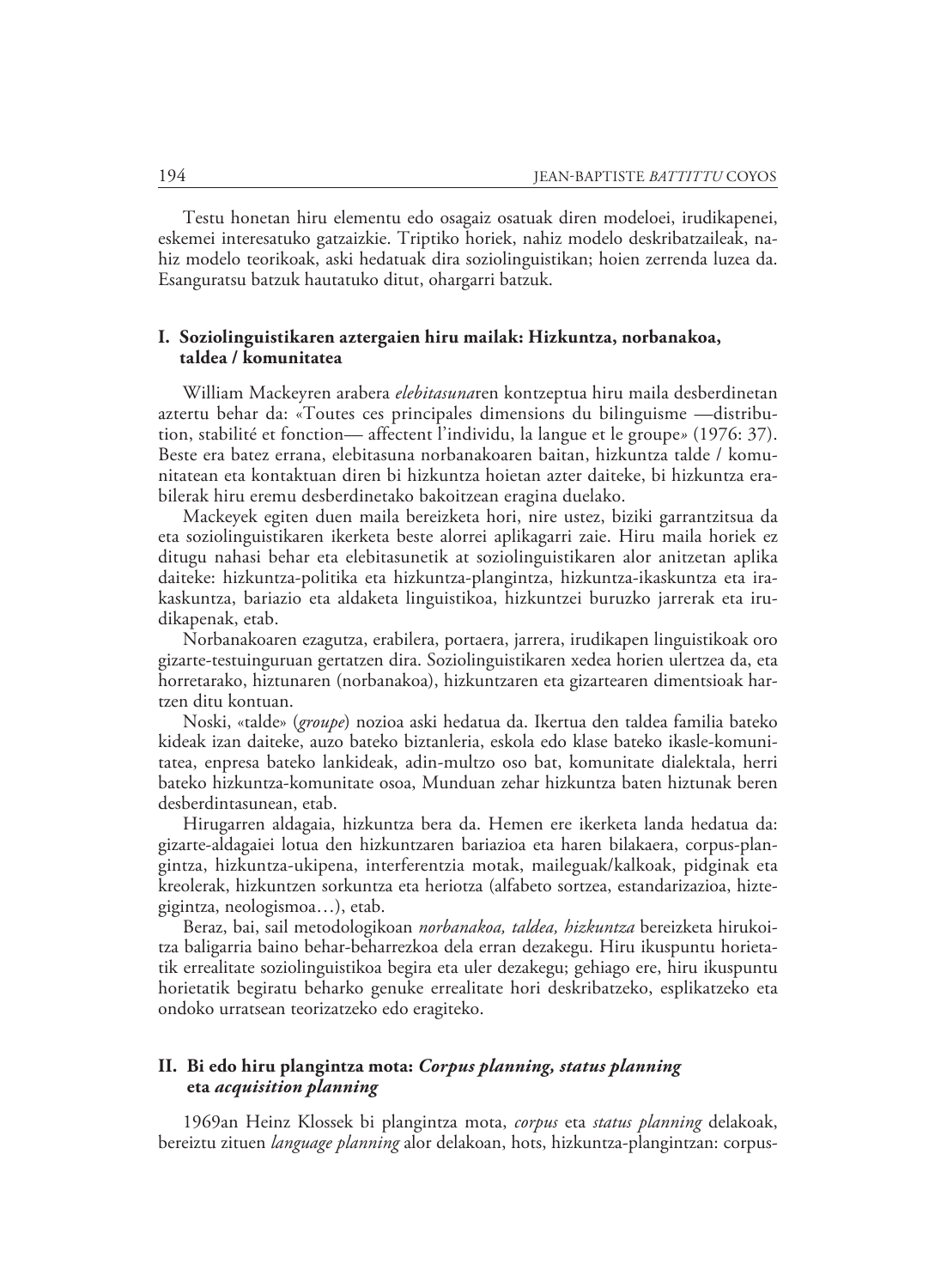Testu honetan hiru elementu edo osagaiz osatuak diren modeloei, irudikapenei, eskemei interesatuko gatzaizkie. Triptiko horiek, nahiz modelo deskribatzaileak, nahiz modelo teorikoak, aski hedatuak dira soziolinguistikan; hoien zerrenda luzea da. Esanguratsu batzuk hautatuko ditut, ohargarri batzuk.

## I. Soziolinguistikaren aztergaien hiru mailak: Hizkuntza, norbanakoa, taldea / komunitatea

William Mackeyren arabera *elebitasuna*ren kontzeptua hiru maila desberdinetan aztertu behar da: «Toutes ces principales dimensions du bilinguisme —distribution, stabilité et fonction— affectent l'individu, la langue et le groupe» (1976: 37). Beste era batez errana, elebitasuna norbanakoaren baitan, hizkuntza talde / komunitatean eta kontaktuan diren bi hizkuntza hoietan azter daiteke, bi hizkuntza erabilerak hiru eremu desberdinetako bakoitzean eragina duelako.

Mackeyek egiten duen maila bereizketa hori, nire ustez, biziki garrantzitsua da eta soziolinguistikaren ikerketa beste alorrei aplikagarri zaie. Hiru maila horiek ez ditugu nahasi behar eta elebitasunetik at soziolinguistikaren alor anitzetan aplika daiteke: hizkuntza-politika eta hizkuntza-plangintza, hizkuntza-ikaskuntza eta irakaskuntza, bariazio eta aldaketa linguistikoa, hizkuntzei buruzko jarrerak eta irudikapenak, etab.

Norbanakoaren ezagutza, erabilera, portaera, jarrera, irudikapen linguistikoak oro gizarte-testuinguruan gertatzen dira. Soziolinguistikaren xedea horien ulertzea da, eta horretarako, hiztunaren (norbanakoa), hizkuntzaren eta gizartearen dimentsioak hartzen ditu kontuan.

Noski, «talde» (*groupe*) nozioa aski hedatua da. Ikertua den taldea familia bateko kideak izan daiteke, auzo bateko biztanleria, eskola edo klase bateko ikasle-komunitatea, enpresa bateko lankideak, adin-multzo oso bat, komunitate dialektala, herri bateko hizkuntza-komunitate osoa, Munduan zehar hizkuntza baten hiztunak beren desberdintasunean, etab.

Hirugarren aldagaia, hizkuntza bera da. Hemen ere ikerketa landa hedatua da: gizarte-aldagaiei lotua den hizkuntzaren bariazioa eta haren bilakaera, corpus-plangintza, hizkuntza-ukipena, interferentzia motak, maileguak/kalkoak, pidginak eta kreolerak, hizkuntzen sorkuntza eta heriotza (alfabeto sortzea, estandarizazioa, hiztegigintza, neologismoa…), etab.

Beraz, bai, sail metodologikoan *norbanakoa, taldea, hizkuntza* bereizketa hirukoitza baligarria baino behar-beharrezkoa dela erran dezakegu. Hiru ikuspuntu horietatik errealitate soziolinguistikoa begira eta uler dezakegu; gehiago ere, hiru ikuspuntu horietatik begiratu beharko genuke errealitate hori deskribatzeko, esplikatzeko eta ondoko urratsean teorizatzeko edo eragiteko.

## II. Bi edo hiru plangintza mota: *Corpus planning, status planning* eta *acquisition planning*

1969an Heinz Klossek bi plangintza mota, *corpus* eta *status planning* delakoak, bereiztu zituen *language planning* alor delakoan, hots, hizkuntza-plangintzan: corpus-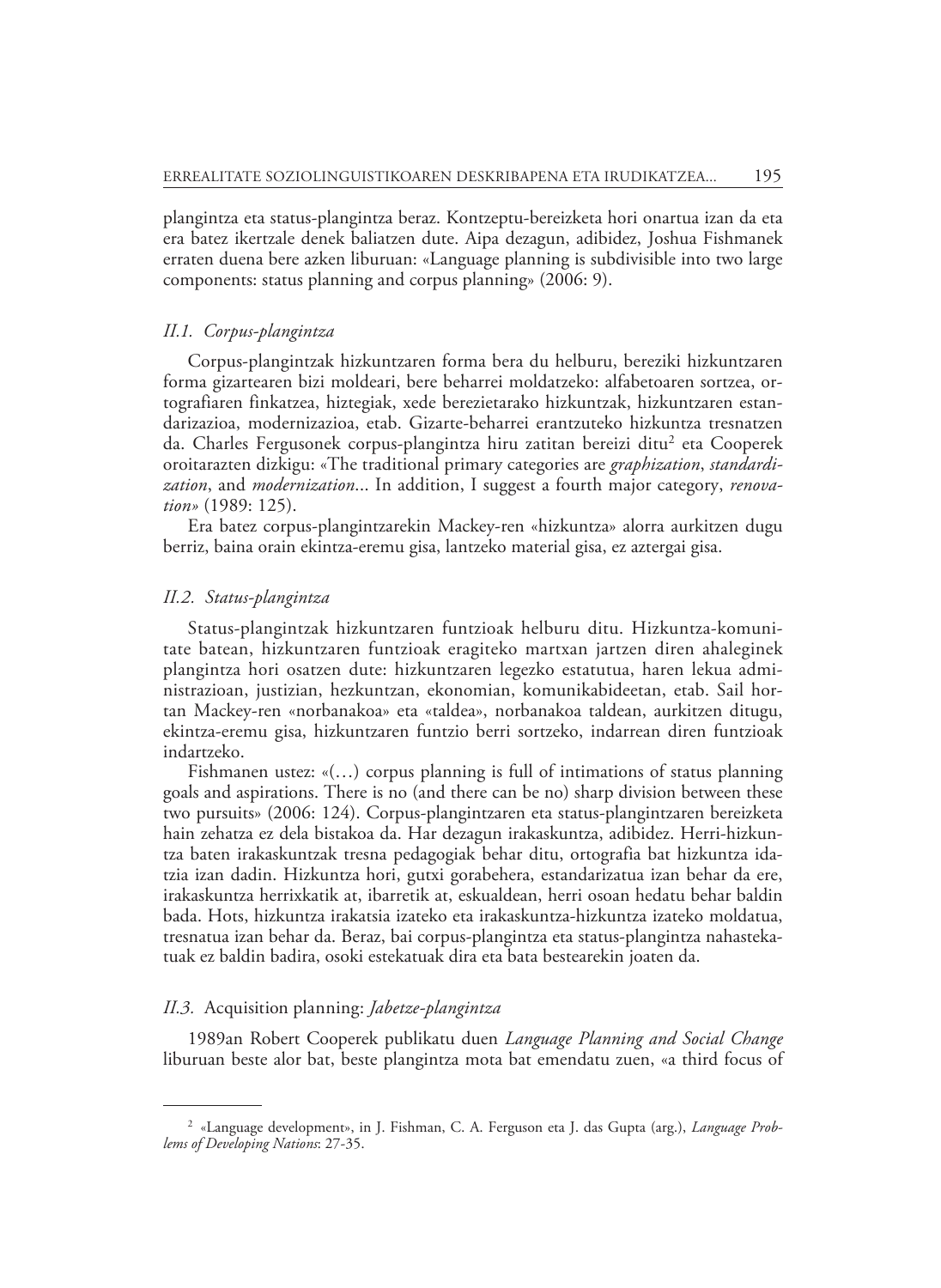plangintza eta status-plangintza beraz. Kontzeptu-bereizketa hori onartua izan da eta era batez ikertzale denek baliatzen dute. Aipa dezagun, adibidez, Joshua Fishmanek erraten duena bere azken liburuan: «Language planning is subdivisible into two large components: status planning and corpus planning» (2006: 9).

### *II.1. Corpus-plangintza*

Corpus-plangintzak hizkuntzaren forma bera du helburu, bereziki hizkuntzaren forma gizartearen bizi moldeari, bere beharrei moldatzeko: alfabetoaren sortzea, ortografiaren finkatzea, hiztegiak, xede berezietarako hizkuntzak, hizkuntzaren estandarizazioa, modernizazioa, etab. Gizarte-beharrei erantzuteko hizkuntza tresnatzen da. Charles Fergusonek corpus-plangintza hiru zatitan bereizi ditu[2] eta Cooperek oroitarazten dizkigu: «The traditional primary categories are *graphization*, *standardization*, and *modernization*... In addition, I suggest a fourth major category, *renovation*» (1989: 125).

Era batez corpus-plangintzarekin Mackey-ren «hizkuntza» alorra aurkitzen dugu berriz, baina orain ekintza-eremu gisa, lantzeko material gisa, ez aztergai gisa.

### *II.2. Status-plangintza*

Status-plangintzak hizkuntzaren funtzioak helburu ditu. Hizkuntza-komunitate batean, hizkuntzaren funtzioak eragiteko martxan jartzen diren ahaleginek plangintza hori osatzen dute: hizkuntzaren legezko estatutua, haren lekua administrazioan, justizian, hezkuntzan, ekonomian, komunikabideetan, etab. Sail hortan Mackey-ren «norbanakoa» eta «taldea», norbanakoa taldean, aurkitzen ditugu, ekintza-eremu gisa, hizkuntzaren funtzio berri sortzeko, indarrean diren funtzioak indartzeko.

Fishmanen ustez: «(…) corpus planning is full of intimations of status planning goals and aspirations. There is no (and there can be no) sharp division between these two pursuits» (2006: 124). Corpus-plangintzaren eta status-plangintzaren bereizketa hain zehatza ez dela bistakoa da. Har dezagun irakaskuntza, adibidez. Herri-hizkuntza baten irakaskuntzak tresna pedagogiak behar ditu, ortografia bat hizkuntza idatzia izan dadin. Hizkuntza hori, gutxi gorabehera, estandarizatua izan behar da ere, irakaskuntza herrixkatik at, ibarretik at, eskualdean, herri osoan hedatu behar baldin bada. Hots, hizkuntza irakatsia izateko eta irakaskuntza-hizkuntza izateko moldatua, tresnatua izan behar da. Beraz, bai corpus-plangintza eta status-plangintza nahastekatuak ez baldin badira, osoki estekatuak dira eta bata bestearekin joaten da.

### *II.3.* Acquisition planning: *Jabetze-plangintza*

1989an Robert Cooperek publikatu duen *Language Planning and Social Change* liburuan beste alor bat, beste plangintza mota bat emendatu zuen, «a third focus of

---

[2] «Language development», in J. Fishman, C. A. Ferguson eta J. das Gupta (arg.), *Language Problems of Developing Nations*: 27-35.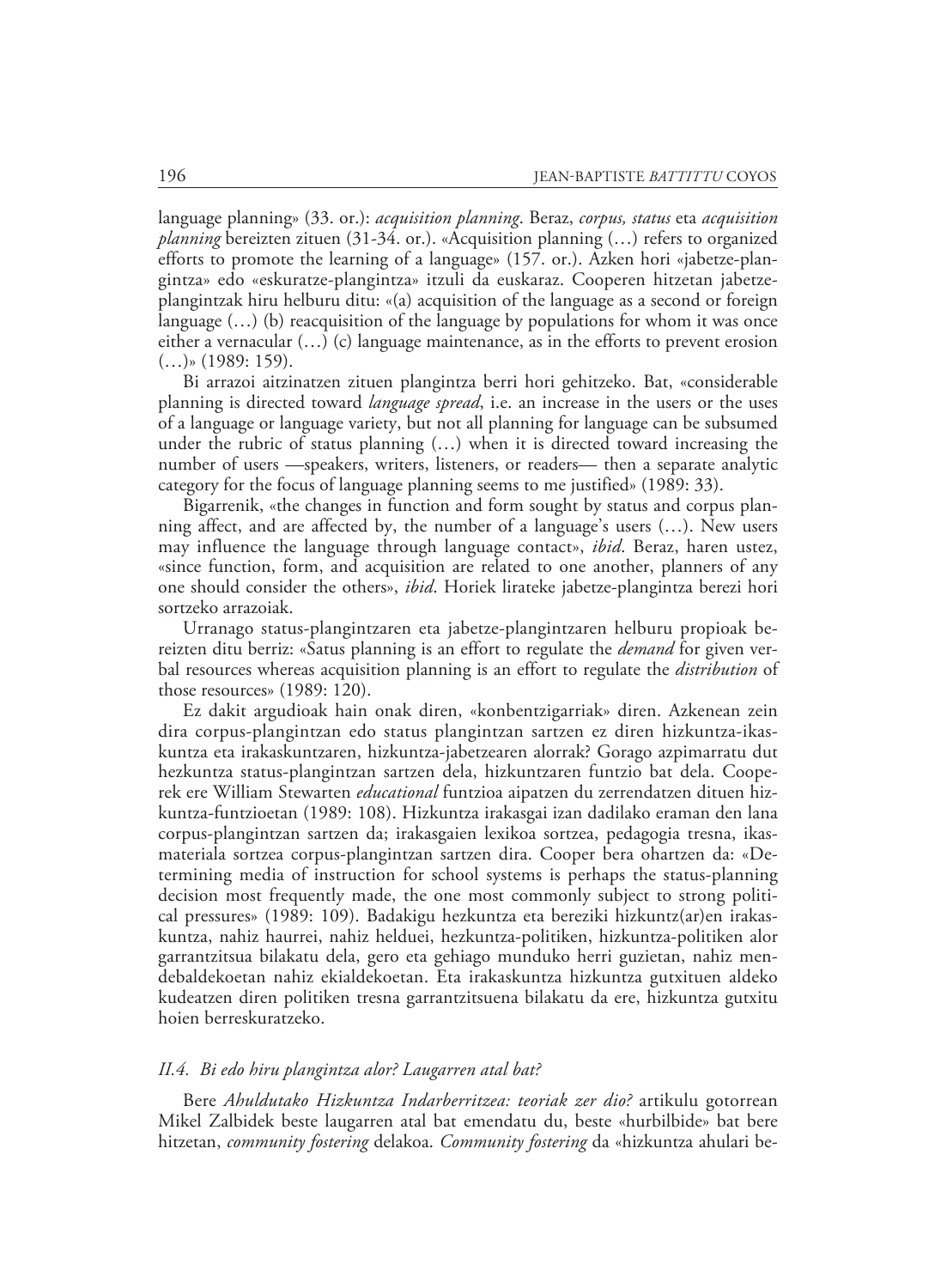language planning» (33. or.): *acquisition planning*. Beraz, *corpus, status* eta *acquisition planning* bereizten zituen (31-34. or.). «Acquisition planning (…) refers to organized efforts to promote the learning of a language» (157. or.). Azken hori «jabetze-plangintza» edo «eskuratze-plangintza» itzuli da euskaraz. Cooperen hitzetan jabetze-plangintzak hiru helburu ditu: «(a) acquisition of the language as a second or foreign language (…) (b) reacquisition of the language by populations for whom it was once either a vernacular (…) (c) language maintenance, as in the efforts to prevent erosion (…)» (1989: 159).

Bi arrazoi aitzinatzen zituen plangintza berri hori gehitzeko. Bat, «considerable planning is directed toward *language spread*, i.e. an increase in the users or the uses of a language or language variety, but not all planning for language can be subsumed under the rubric of status planning (…) when it is directed toward increasing the number of users —speakers, writers, listeners, or readers— then a separate analytic category for the focus of language planning seems to me justified» (1989: 33).

Bigarrenik, «the changes in function and form sought by status and corpus planning affect, and are affected by, the number of a language's users (…). New users may influence the language through language contact», *ibid*. Beraz, haren ustez, «since function, form, and acquisition are related to one another, planners of any one should consider the others», *ibid*. Horiek lirateke jabetze-plangintza berezi hori sortzeko arrazoiak.

Urranago status-plangintzaren eta jabetze-plangintzaren helburu propioak bereizten ditu berriz: «Satus planning is an effort to regulate the *demand* for given verbal resources whereas acquisition planning is an effort to regulate the *distribution* of those resources» (1989: 120).

Ez dakit argudioak hain onak diren, «konbentzigarriak» diren. Azkenean zein dira corpus-plangintzan edo status plangintzan sartzen ez diren hizkuntza-ikaskuntza eta irakaskuntzaren, hizkuntza-jabetzearen alorrak? Gorago azpimarratu dut hezkuntza status-plangintzan sartzen dela, hizkuntzaren funtzio bat dela. Cooperek ere William Stewarten *educational* funtzioa aipatzen du zerrendatzen dituen hizkuntza-funtzioetan (1989: 108). Hizkuntza irakasgai izan dadilako eraman den lana corpus-plangintzan sartzen da; irakasgaien lexikoa sortzea, pedagogia tresna, ikas-materiala sortzea corpus-plangintzan sartzen dira. Cooper bera ohartzen da: «Determining media of instruction for school systems is perhaps the status-planning decision most frequently made, the one most commonly subject to strong political pressures» (1989: 109). Badakigu hezkuntza eta bereziki hizkuntz(ar)en irakaskuntza, nahiz haurrei, nahiz helduei, hezkuntza-politiken, hizkuntza-politiken alor garrantzitsua bilakatu dela, gero eta gehiago munduko herri guzietan, nahiz mendebaldekoetan nahiz ekialdekoetan. Eta irakaskuntza hizkuntza gutxituen aldeko kudeatzen diren politiken tresna garrantzitsuena bilakatu da ere, hizkuntza gutxitu hoien berreskuratzeko.

### *II.4. Bi edo hiru plangintza alor? Laugarren atal bat?*

Bere *Ahuldutako Hizkuntza Indarberritzea: teoriak zer dio?* artikulu gotorrean Mikel Zalbidek beste laugarren atal bat emendatu du, beste «hurbilbide» bat bere hitzetan, *community fostering* delakoa. *Community fostering* da «hizkuntza ahulari be-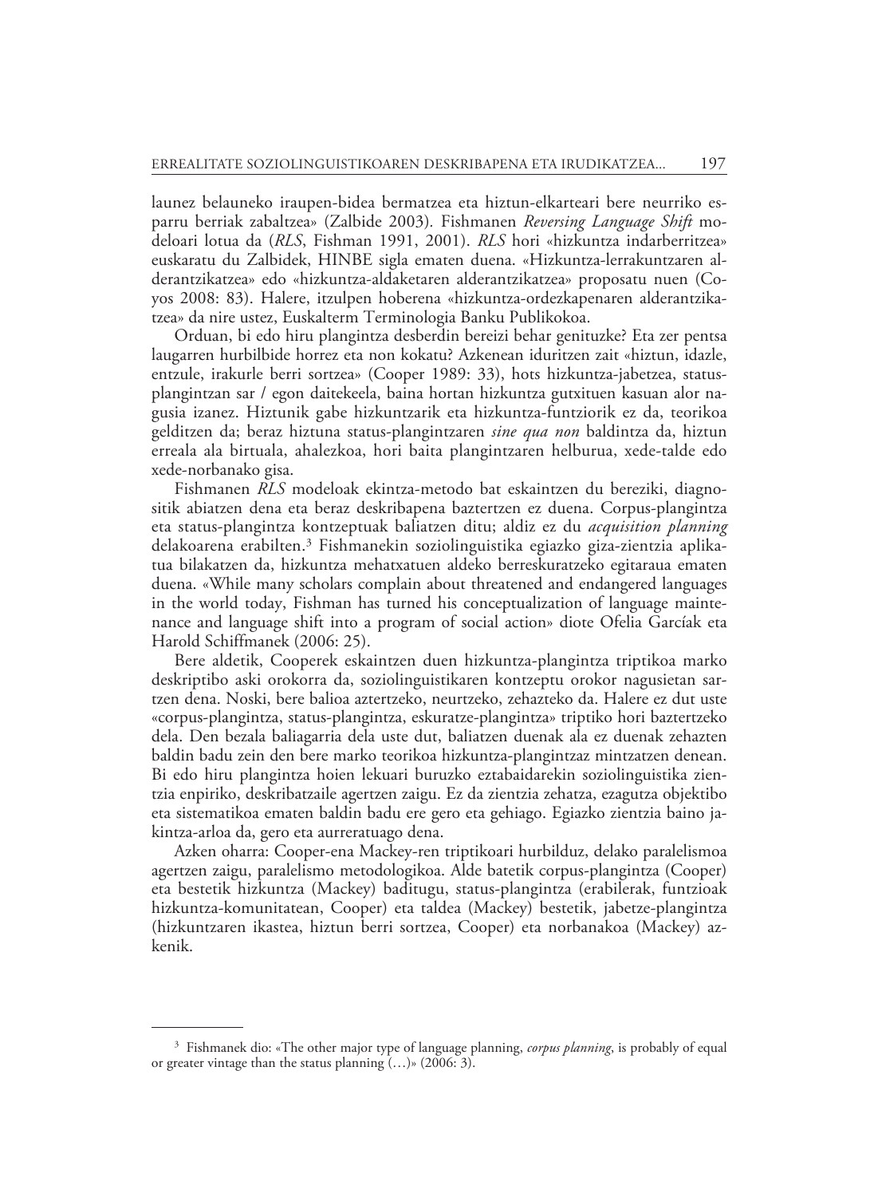launez belauneko iraupen-bidea bermatzea eta hiztun-elkarteari bere neurriko esparru berriak zabaltzea» (Zalbide 2003). Fishmanen *Reversing Language Shift* modeloari lotua da (*RLS*, Fishman 1991, 2001). *RLS* hori «hizkuntza indarberritzea» euskaratu du Zalbidek, HINBE sigla ematen duena. «Hizkuntza-lerrakuntzaren alderantzikatzea» edo «hizkuntza-aldaketaren alderantzikatzea» proposatu nuen (Coyos 2008: 83). Halere, itzulpen hoberena «hizkuntza-ordezkapenaren alderantzikatzea» da nire ustez, Euskalterm Terminologia Banku Publikokoa.

Orduan, bi edo hiru plangintza desberdin bereizi behar genituzke? Eta zer pentsa laugarren hurbilbide horrez eta non kokatu? Azkenean iduritzen zait «hiztun, idazle, entzule, irakurle berri sortzea» (Cooper 1989: 33), hots hizkuntza-jabetzea, status-plangintzan sar / egon daitekeela, baina hortan hizkuntza gutxituen kasuan alor nagusia izanez. Hiztunik gabe hizkuntzarik eta hizkuntza-funtziorik ez da, teorikoa gelditzen da; beraz hiztuna status-plangintzaren *sine qua non* baldintza da, hiztun erreala ala birtuala, ahalezkoa, hori baita plangintzaren helburua, xede-talde edo xede-norbanako gisa.

Fishmanen *RLS* modeloak ekintza-metodo bat eskaintzen du bereziki, diagnositik abiatzen dena eta beraz deskribapena baztertzen ez duena. Corpus-plangintza eta status-plangintza kontzeptuak baliatzen ditu; aldiz ez du *acquisition planning* delakoarena erabilten.[3] Fishmanekin soziolinguistika egiazko giza-zientzia aplikatua bilakatzen da, hizkuntza mehatxatuen aldeko berreskuratzeko egitaraua ematen duena. «While many scholars complain about threatened and endangered languages in the world today, Fishman has turned his conceptualization of language maintenance and language shift into a program of social action» diote Ofelia Garcíak eta Harold Schiffmanek (2006: 25).

Bere aldetik, Cooperek eskaintzen duen hizkuntza-plangintza triptikoa marko deskriptibo aski orokorra da, soziolinguistikaren kontzeptu orokor nagusietan sartzen dena. Noski, bere balioa aztertzeko, neurtzeko, zehazteko da. Halere ez dut uste «corpus-plangintza, status-plangintza, eskuratze-plangintza» triptiko hori baztertzeko dela. Den bezala baliagarria dela uste dut, baliatzen duenak ala ez duenak zehazten baldin badu zein den bere marko teorikoa hizkuntza-plangintzaz mintzatzen denean. Bi edo hiru plangintza hoien lekuari buruzko eztabaidarekin soziolinguistika zientzia enpiriko, deskribatzaile agertzen zaigu. Ez da zientzia zehatza, ezagutza objektibo eta sistematikoa ematen baldin badu ere gero eta gehiago. Egiazko zientzia baino jakintza-arloa da, gero eta aurreratuago dena.

Azken oharra: Cooper-ena Mackey-ren triptikoari hurbilduz, delako paralelismoa agertzen zaigu, paralelismo metodologikoa. Alde batetik corpus-plangintza (Cooper) eta bestetik hizkuntza (Mackey) baditugu, status-plangintza (erabilerak, funtzioak hizkuntza-komunitatean, Cooper) eta taldea (Mackey) bestetik, jabetze-plangintza (hizkuntzaren ikastea, hiztun berri sortzea, Cooper) eta norbanakoa (Mackey) azkenik.

---

[3] Fishmanek dio: «The other major type of language planning, *corpus planning*, is probably of equal or greater vintage than the status planning (…)» (2006: 3).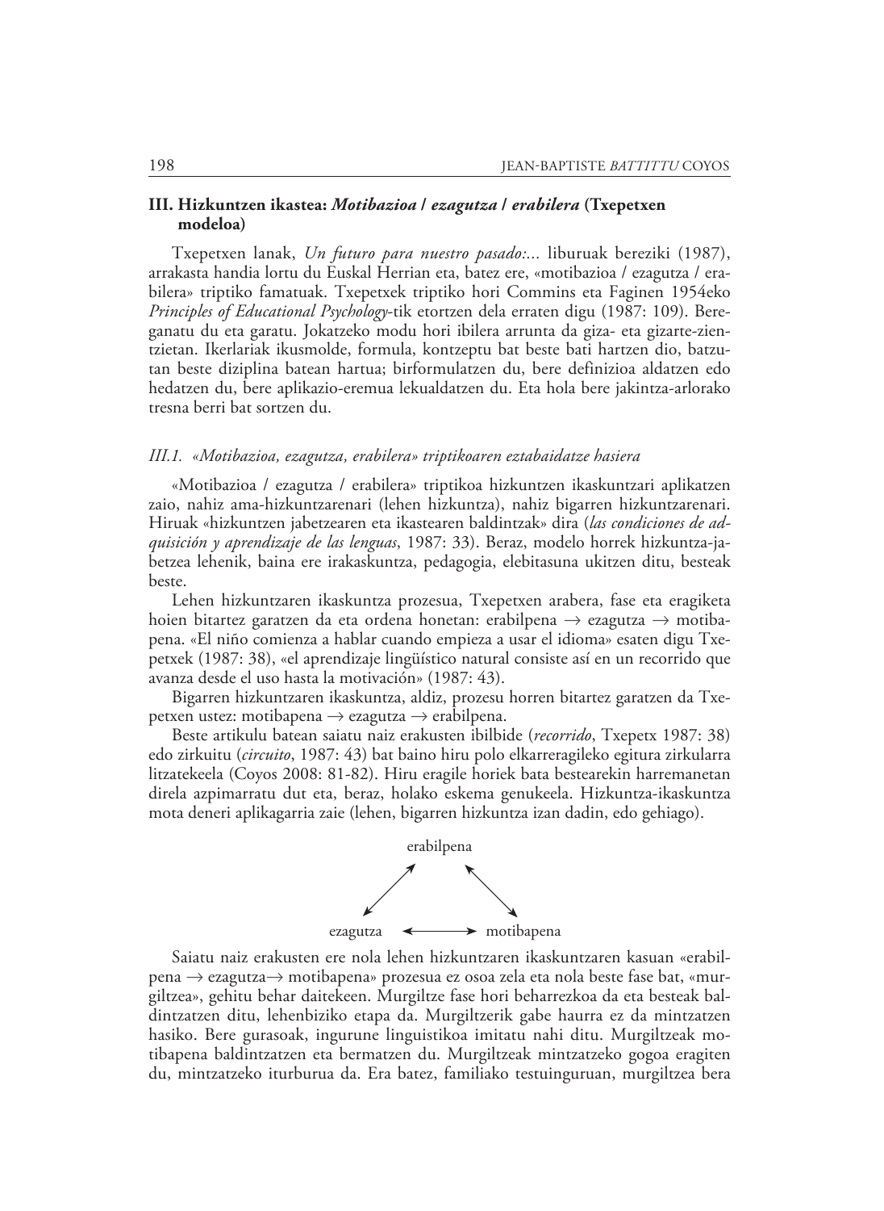### III. Hizkuntzen ikastea: *Motibazioa / ezagutza / erabilera* (Txepetxen modeloa)

Txepetxen lanak, *Un futuro para nuestro pasado:...* liburuak bereziki (1987), arrakasta handia lortu du Euskal Herrian eta, batez ere, «motibazioa / ezagutza / erabilera» triptiko famatuak. Txepetxek triptiko hori Commins eta Faginen 1954eko *Principles of Educational Psychology*-tik etortzen dela erraten digu (1987: 109). Bereganatu du eta garatu. Jokatzeko modu hori ibilera arrunta da giza- eta gizarte-zientzietan. Ikerlariak ikusmolde, formula, kontzeptu bat beste bati hartzen dio, batzutan beste diziplina batean hartua; birformulatzen du, bere definizioa aldatzen edo hedatzen du, bere aplikazio-eremua lekualdatzen du. Eta hola bere jakintza-arlorako tresna berri bat sortzen du.

#### *III.1. «Motibazioa, ezagutza, erabilera» triptikoaren eztabaidatze hasiera*

«Motibazioa / ezagutza / erabilera» triptikoa hizkuntzen ikaskuntzari aplikatzen zaio, nahiz ama-hizkuntzarenari (lehen hizkuntza), nahiz bigarren hizkuntzarenari. Hiruak «hizkuntzen jabetzearen eta ikastearen baldintzak» dira (*las condiciones de adquisición y aprendizaje de las lenguas*, 1987: 33). Beraz, modelo horrek hizkuntza-jabetzea lehenik, baina ere irakaskuntza, pedagogia, elebitasuna ukitzen ditu, besteak beste.

Lehen hizkuntzaren ikaskuntza prozesua, Txepetxen arabera, fase eta eragiketa hoien bitartez garatzen da eta ordena honetan: erabilpena → ezagutza → motibapena. «El niño comienza a hablar cuando empieza a usar el idioma» esaten digu Txepetxek (1987: 38), «el aprendizaje lingüístico natural consiste así en un recorrido que avanza desde el uso hasta la motivación» (1987: 43).

Bigarren hizkuntzaren ikaskuntza, aldiz, prozesu horren bitartez garatzen da Txepetxen ustez: motibapena → ezagutza → erabilpena.

Beste artikulu batean saiatu naiz erakusten ibilbide (*recorrido*, Txepetx 1987: 38) edo zirkuitu (*circuito*, 1987: 43) bat baino hiru polo elkarreragileko egitura zirkularra litzatekeela (Coyos 2008: 81-82). Hiru eragile horiek bata bestearekin harremanetan direla azpimarratu dut eta, beraz, holako eskema genukeela. Hizkuntza-ikaskuntza mota deneri aplikagarria zaie (lehen, bigarren hizkuntza izan dadin, edo gehiago).

```
              erabilpena
             ↗          ↖
            ↙            ↘
   ezagutza  ←――――――→  motibapena
```

Saiatu naiz erakusten ere nola lehen hizkuntzaren ikaskuntzaren kasuan «erabilpena → ezagutza→ motibapena» prozesua ez osoa zela eta nola beste fase bat, «murgiltzea», gehitu behar daitekeen. Murgiltze fase hori beharrezkoa da eta besteak baldintzatzen ditu, lehenbiziko etapa da. Murgiltzerik gabe haurra ez da mintzatzen hasiko. Bere gurasoak, ingurune linguistikoa imitatu nahi ditu. Murgiltzeak motibapena baldintzatzen eta bermatzen du. Murgiltzeak mintzatzeko gogoa eragiten du, mintzatzeko iturburua da. Era batez, familiako testuinguruan, murgiltzea bera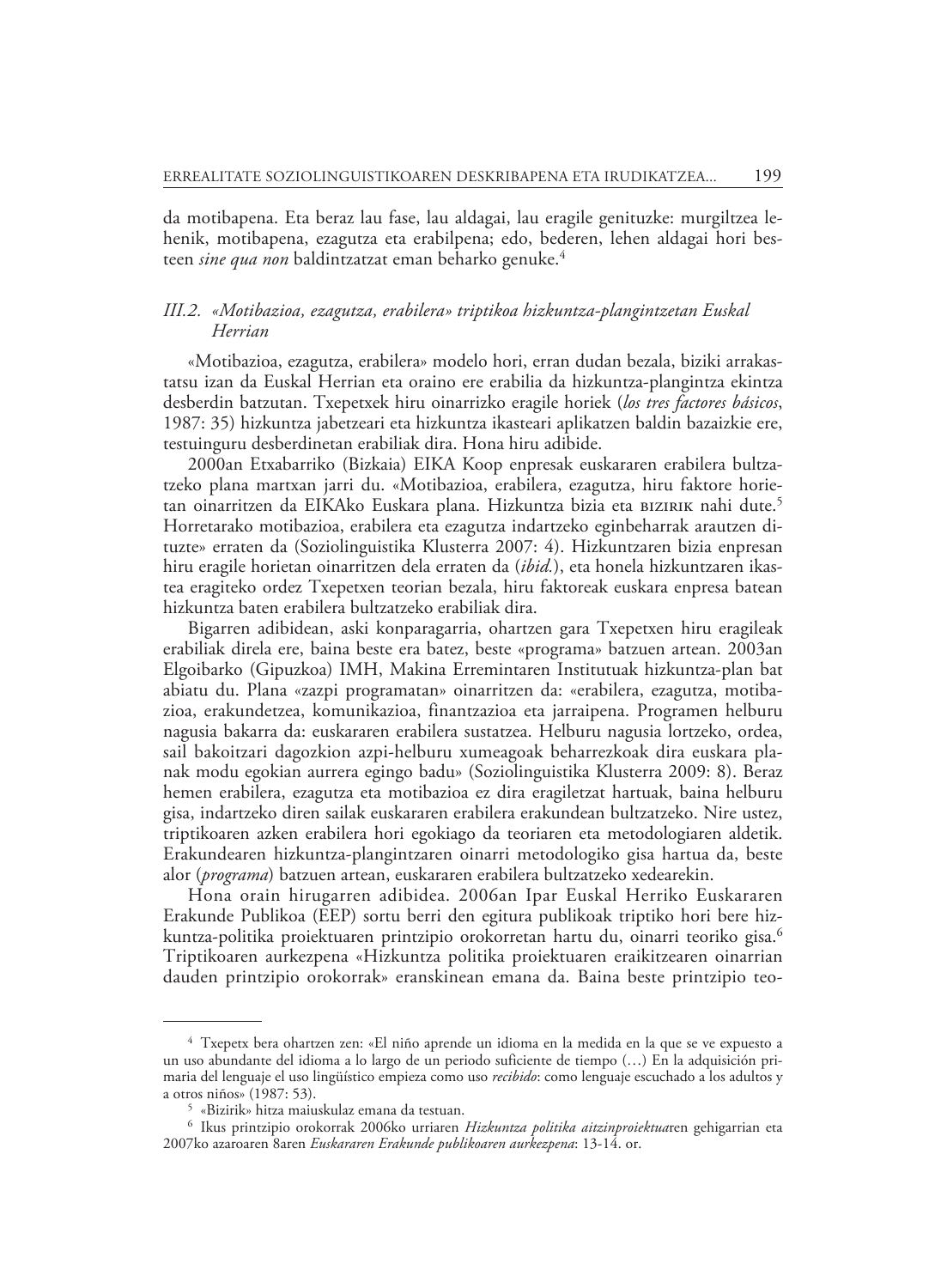da motibapena. Eta beraz lau fase, lau aldagai, lau eragile genituzke: murgiltzea lehenik, motibapena, ezagutza eta erabilpena; edo, bederen, lehen aldagai hori besteen *sine qua non* baldintzatzat eman beharko genuke.[4]

### III.2. «Motibazioa, ezagutza, erabilera» triptikoa hizkuntza-plangintzetan Euskal Herrian

«Motibazioa, ezagutza, erabilera» modelo hori, erran dudan bezala, biziki arrakastatsu izan da Euskal Herrian eta oraino ere erabilia da hizkuntza-plangintza ekintza desberdin batzutan. Txepetxek hiru oinarrizko eragile horiek (*los tres factores básicos*, 1987: 35) hizkuntza jabetzeari eta hizkuntza ikasteari aplikatzen baldin bazaizkie ere, testuinguru desberdinetan erabiliak dira. Hona hiru adibide.

2000an Etxabarriko (Bizkaia) EIKA Koop enpresak euskararen erabilera bultzatzeko plana martxan jarri du. «Motibazioa, erabilera, ezagutza, hiru faktore horietan oinarritzen da EIKAko Euskara plana. Hizkuntza bizia eta BIZIRIK nahi dute.[5] Horretarako motibazioa, erabilera eta ezagutza indartzeko eginbeharrak arautzen dituzte» erraten da (Soziolinguistika Klusterra 2007: 4). Hizkuntzaren bizia enpresan hiru eragile horietan oinarritzen dela erraten da (*ibid.*), eta honela hizkuntzaren ikastea eragiteko ordez Txepetxen teorian bezala, hiru faktoreak euskara enpresa batean hizkuntza baten erabilera bultzatzeko erabiliak dira.

Bigarren adibidean, aski konparagarria, ohartzen gara Txepetxen hiru eragileak erabiliak direla ere, baina beste era batez, beste «programa» batzuen artean. 2003an Elgoibarko (Gipuzkoa) IMH, Makina Erremintaren Institutuak hizkuntza-plan bat abiatu du. Plana «zazpi programatan» oinarritzen da: «erabilera, ezagutza, motibazioa, erakundetzea, komunikazioa, finantzazioa eta jarraipena. Programen helburu nagusia bakarra da: euskararen erabilera sustatzea. Helburu nagusia lortzeko, ordea, sail bakoitzari dagozkion azpi-helburu xumeagoak beharrezkoak dira euskara planak modu egokian aurrera egingo badu» (Soziolinguistika Klusterra 2009: 8). Beraz hemen erabilera, ezagutza eta motibazioa ez dira eragiletzat hartuak, baina helburu gisa, indartzeko diren sailak euskararen erabilera erakundean bultzatzeko. Nire ustez, triptikoaren azken erabilera hori egokiago da teoriaren eta metodologiaren aldetik. Erakundearen hizkuntza-plangintzaren oinarri metodologiko gisa hartua da, beste alor (*programa*) batzuen artean, euskararen erabilera bultzatzeko xedearekin.

Hona orain hirugarren adibidea. 2006an Ipar Euskal Herriko Euskararen Erakunde Publikoa (EEP) sortu berri den egitura publikoak triptiko hori bere hizkuntza-politika proiektuaren printzipio orokorretan hartu du, oinarri teoriko gisa.[6] Triptikoaren aurkezpena «Hizkuntza politika proiektuaren eraikitzearen oinarrian dauden printzipio orokorrak» eranskinean emana da. Baina beste printzipio teo-

---

[4] Txepetx bera ohartzen zen: «El niño aprende un idioma en la medida en la que se ve expuesto a un uso abundante del idioma a lo largo de un periodo suficiente de tiempo (…) En la adquisición primaria del lenguaje el uso lingüístico empieza como uso *recibido*: como lenguaje escuchado a los adultos y a otros niños» (1987: 53).

[5] «Bizirik» hitza maiuskulaz emana da testuan.

[6] Ikus printzipio orokorrak 2006ko urriaren *Hizkuntza politika aitzinproiektua*ren gehigarrian eta 2007ko azaroaren 8aren *Euskararen Erakunde publikoaren aurkezpena*: 13-14. or.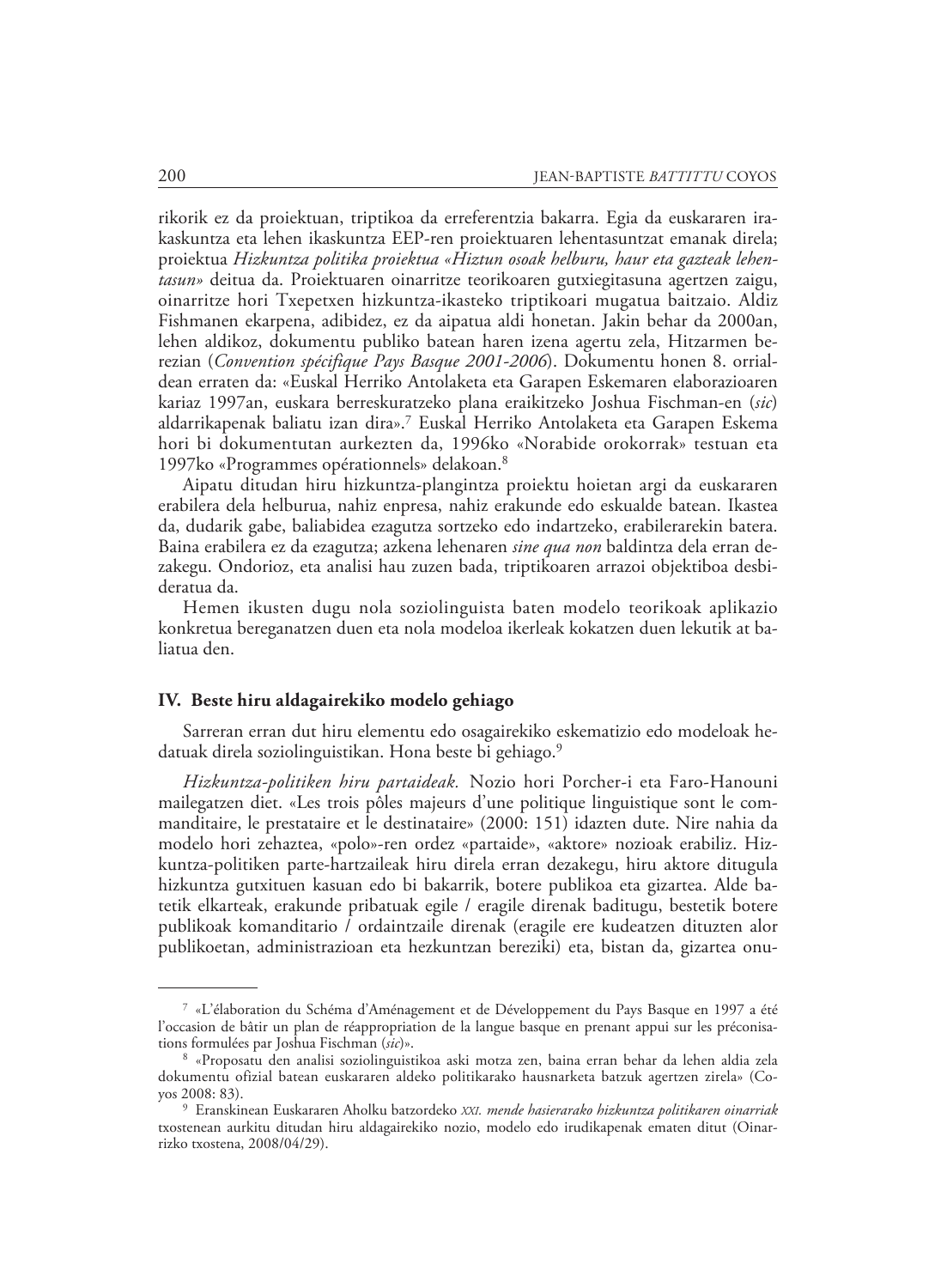rikorik ez da proiektuan, triptikoa da erreferentzia bakarra. Egia da euskararen irakaskuntza eta lehen ikaskuntza EEP-ren proiektuaren lehentasuntzat emanak direla; proiektua *Hizkuntza politika proiektua «Hiztun osoak helburu, haur eta gazteak lehentasun»* deitua da. Proiektuaren oinarritze teorikoaren gutxiegitasuna agertzen zaigu, oinarritze hori Txepetxen hizkuntza-ikasteko triptikoari mugatua baitzaio. Aldiz Fishmanen ekarpena, adibidez, ez da aipatua aldi honetan. Jakin behar da 2000an, lehen aldikoz, dokumentu publiko batean haren izena agertu zela, Hitzarmen berezian (*Convention spécifique Pays Basque 2001-2006*). Dokumentu honen 8. orrialdean erraten da: «Euskal Herriko Antolaketa eta Garapen Eskemaren elaborazioaren kariaz 1997an, euskara berreskuratzeko plana eraikitzeko Joshua Fischman-en (*sic*) aldarrikapenak baliatu izan dira».[7] Euskal Herriko Antolaketa eta Garapen Eskema hori bi dokumentutan aurkezten da, 1996ko «Norabide orokorrak» testuan eta 1997ko «Programmes opérationnels» delakoan.[8]

Aipatu ditudan hiru hizkuntza-plangintza proiektu hoietan argi da euskararen erabilera dela helburua, nahiz enpresa, nahiz erakunde edo eskualde batean. Ikastea da, dudarik gabe, baliabidea ezagutza sortzeko edo indartzeko, erabilerarekin batera. Baina erabilera ez da ezagutza; azkena lehenaren *sine qua non* baldintza dela erran dezakegu. Ondorioz, eta analisi hau zuzen bada, triptikoaren arrazoi objektiboa desbideratua da.

Hemen ikusten dugu nola soziolinguista baten modelo teorikoak aplikazio konkretua bereganatzen duen eta nola modeloa ikerleak kokatzen duen lekutik at baliatua den.

## IV. Beste hiru aldagairekiko modelo gehiago

Sarreran erran dut hiru elementu edo osagairekiko eskematizio edo modeloak hedatuak direla soziolinguistikan. Hona beste bi gehiago.[9]

*Hizkuntza-politiken hiru partaideak.* Nozio hori Porcher-i eta Faro-Hanouni mailegatzen diet. «Les trois pôles majeurs d'une politique linguistique sont le commanditaire, le prestataire et le destinataire» (2000: 151) idazten dute. Nire nahia da modelo hori zehaztea, «polo»-ren ordez «partaide», «aktore» nozioak erabiliz. Hizkuntza-politiken parte-hartzaileak hiru direla erran dezakegu, hiru aktore ditugula hizkuntza gutxituen kasuan edo bi bakarrik, botere publikoa eta gizartea. Alde batetik elkarteak, erakunde pribatuak egile / eragile direnak baditugu, bestetik botere publikoak komanditario / ordaintzaile direnak (eragile ere kudeatzen dituzten alor publikoetan, administrazioan eta hezkuntzan bereziki) eta, bistan da, gizartea onu-

---

[7] «L'élaboration du Schéma d'Aménagement et de Développement du Pays Basque en 1997 a été l'occasion de bâtir un plan de réappropriation de la langue basque en prenant appui sur les préconisations formulées par Joshua Fischman (*sic*)».

[8] «Proposatu den analisi soziolinguistikoa aski motza zen, baina erran behar da lehen aldia zela dokumentu ofizial batean euskararen aldeko politikarako hausnarketa batzuk agertzen zirela» (Coyos 2008: 83).

[9] Eranskinean Euskararen Aholku batzordeko *XXI. mende hasierarako hizkuntza politikaren oinarriak* txostenean aurkitu ditudan hiru aldagairekiko nozio, modelo edo irudikapenak ematen ditut (Oinarrizko txostena, 2008/04/29).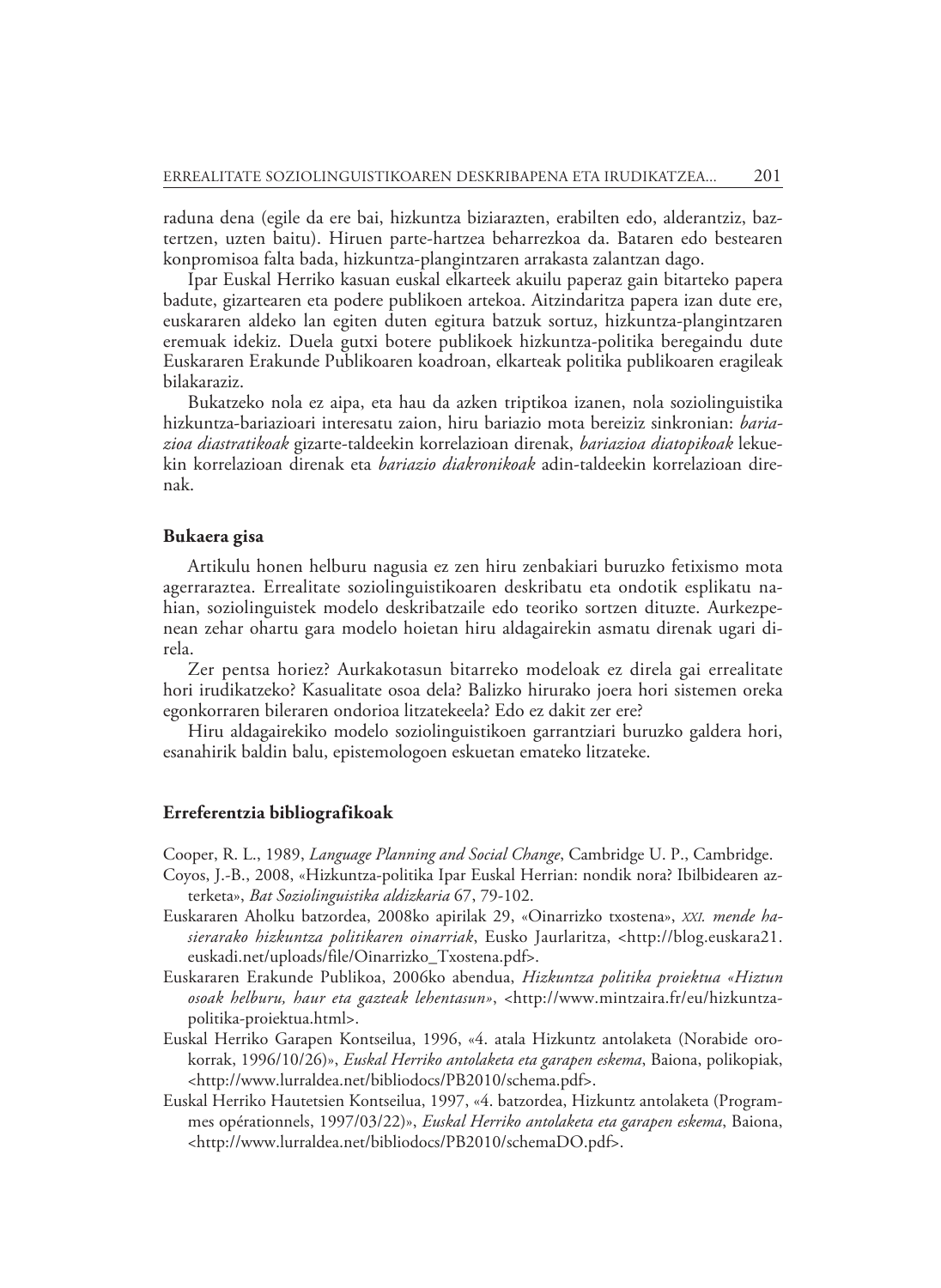raduna dena (egile da ere bai, hizkuntza biziarazten, erabilten edo, alderantziz, baztertzen, uzten baitu). Hiruen parte-hartzea beharrezkoa da. Bataren edo bestearen konpromisoa falta bada, hizkuntza-plangintzaren arrakasta zalantzan dago.

Ipar Euskal Herriko kasuan euskal elkarteek akuilu paperaz gain bitarteko papera badute, gizartearen eta podere publikoen artekoa. Aitzindaritza papera izan dute ere, euskararen aldeko lan egiten duten egitura batzuk sortuz, hizkuntza-plangintzaren eremuak idekiz. Duela gutxi botere publikoek hizkuntza-politika beregaindu dute Euskararen Erakunde Publikoaren koadroan, elkarteak politika publikoaren eragileak bilakaraziz.

Bukatzeko nola ez aipa, eta hau da azken triptikoa izanen, nola soziolinguistika hizkuntza-bariazioari interesatu zaion, hiru bariazio mota bereiziz sinkronian: *bariazioa diastratikoak* gizarte-taldeekin korrelazioan direnak, *bariazioa diatopikoak* lekuekin korrelazioan direnak eta *bariazio diakronikoak* adin-taldeekin korrelazioan direnak.

### Bukaera gisa

Artikulu honen helburu nagusia ez zen hiru zenbakiari buruzko fetixismo mota agerraraztea. Errealitate soziolinguistikoaren deskribatu eta ondotik esplikatu nahian, soziolinguistek modelo deskribatzaile edo teoriko sortzen dituzte. Aurkezpenean zehar ohartu gara modelo hoietan hiru aldagairekin asmatu direnak ugari direla.

Zer pentsa horiez? Aurkakotasun bitarreko modeloak ez direla gai errealitate hori irudikatzeko? Kasualitate osoa dela? Balizko hirurako joera hori sistemen oreka egonkorraren bileraren ondorioa litzatekeela? Edo ez dakit zer ere?

Hiru aldagairekiko modelo soziolinguistikoen garrantziari buruzko galdera hori, esanahirik baldin balu, epistemologoen eskuetan emateko litzateke.

### Erreferentzia bibliografikoak

Cooper, R. L., 1989, *Language Planning and Social Change*, Cambridge U. P., Cambridge.

Coyos, J.-B., 2008, «Hizkuntza-politika Ipar Euskal Herrian: nondik nora? Ibilbidearen azterketa», *Bat Soziolinguistika aldizkaria* 67, 79-102.

Euskararen Aholku batzordea, 2008ko apirilak 29, «Oinarrizko txostena», *XXI. mende hasierarako hizkuntza politikaren oinarriak*, Eusko Jaurlaritza, <http://blog.euskara21.euskadi.net/uploads/file/Oinarrizko_Txostena.pdf>.

Euskararen Erakunde Publikoa, 2006ko abendua, *Hizkuntza politika proiektua «Hiztun osoak helburu, haur eta gazteak lehentasun»*, <http://www.mintzaira.fr/eu/hizkuntza-politika-proiektua.html>.

Euskal Herriko Garapen Kontseilua, 1996, «4. atala Hizkuntz antolaketa (Norabide orokorrak, 1996/10/26)», *Euskal Herriko antolaketa eta garapen eskema*, Baiona, polikopiak, <http://www.lurraldea.net/bibliodocs/PB2010/schema.pdf>.

Euskal Herriko Hautetsien Kontseilua, 1997, «4. batzordea, Hizkuntz antolaketa (Programmes opérationnels, 1997/03/22)», *Euskal Herriko antolaketa eta garapen eskema*, Baiona, <http://www.lurraldea.net/bibliodocs/PB2010/schemaDO.pdf>.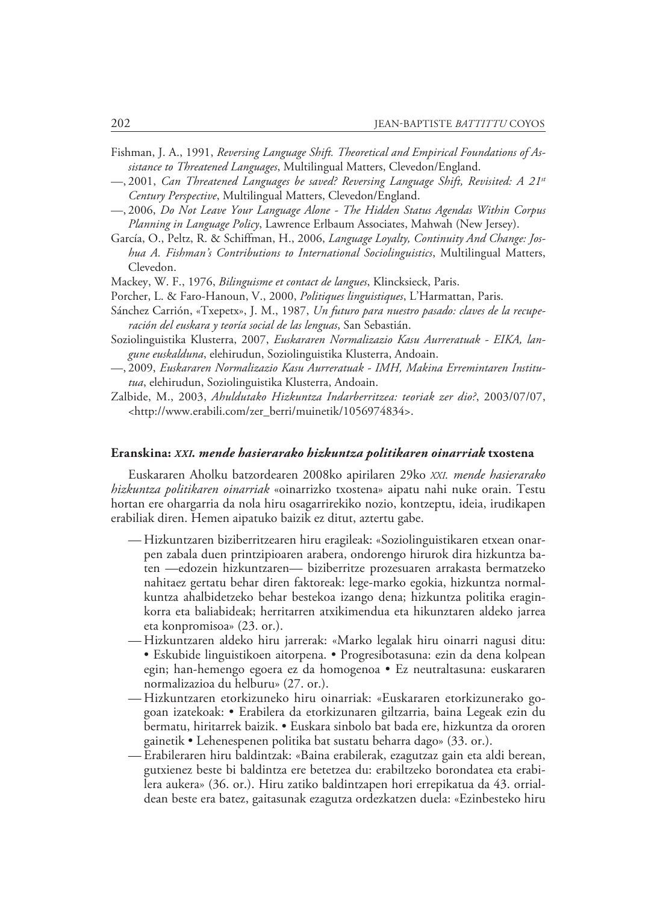Fishman, J. A., 1991, *Reversing Language Shift. Theoretical and Empirical Foundations of Assistance to Threatened Languages*, Multilingual Matters, Clevedon/England.

—, 2001, *Can Threatened Languages be saved? Reversing Language Shift, Revisited: A 21st Century Perspective*, Multilingual Matters, Clevedon/England.

—, 2006, *Do Not Leave Your Language Alone - The Hidden Status Agendas Within Corpus Planning in Language Policy*, Lawrence Erlbaum Associates, Mahwah (New Jersey).

García, O., Peltz, R. & Schiffman, H., 2006, *Language Loyalty, Continuity And Change: Joshua A. Fishman's Contributions to International Sociolinguistics*, Multilingual Matters, Clevedon.

Mackey, W. F., 1976, *Bilinguisme et contact de langues*, Klincksieck, Paris.

Porcher, L. & Faro-Hanoun, V., 2000, *Politiques linguistiques*, L'Harmattan, Paris.

Sánchez Carrión, «Txepetx», J. M., 1987, *Un futuro para nuestro pasado: claves de la recuperación del euskara y teoría social de las lenguas*, San Sebastián.

Soziolinguistika Klusterra, 2007, *Euskararen Normalizazio Kasu Aurreratuak - EIKA, langune euskalduna*, elehirudun, Soziolinguistika Klusterra, Andoain.

—, 2009, *Euskararen Normalizazio Kasu Aurreratuak - IMH, Makina Erremintaren Institutua*, elehirudun, Soziolinguistika Klusterra, Andoain.

Zalbide, M., 2003, *Ahuldutako Hizkuntza Indarberritzea: teoriak zer dio?*, 2003/07/07, <http://www.erabili.com/zer_berri/muinetik/1056974834>.

## Eranskina: *XXI. mende hasierarako hizkuntza politikaren oinarriak* txostena

Euskararen Aholku batzordearen 2008ko apirilaren 29ko *XXI. mende hasierarako hizkuntza politikaren oinarriak* «oinarrizko txostena» aipatu nahi nuke orain. Testu hortan ere ohargarria da nola hiru osagarrirekiko nozio, kontzeptu, ideia, irudikapen erabiliak diren. Hemen aipatuko baizik ez ditut, aztertu gabe.

- Hizkuntzaren biziberritzearen hiru eragileak: «Soziolinguistikaren etxean onarpen zabala duen printzipioaren arabera, ondorengo hirurok dira hizkuntza baten —edozein hizkuntzaren— biziberritze prozesuaren arrakasta bermatzeko nahitaez gertatu behar diren faktoreak: lege-marko egokia, hizkuntza normalkuntza ahalbidetzeko behar bestekoa izango dena; hizkuntza politika eraginkorra eta baliabideak; herritarren atxikimendua eta hikunztaren aldeko jarrea eta konpromisoa» (23. or.).
- Hizkuntzaren aldeko hiru jarrerak: «Marko legalak hiru oinarri nagusi ditu: • Eskubide linguistikoen aitorpena. • Progresibotasuna: ezin da dena kolpean egin; han-hemengo egoera ez da homogenoa • Ez neutraltasuna: euskararen normalizazioa du helburu» (27. or.).
- Hizkuntzaren etorkizuneko hiru oinarriak: «Euskararen etorkizunerako gogoan izatekoak: • Erabilera da etorkizunaren giltzarria, baina Legeak ezin du bermatu, hiritarrek baizik. • Euskara sinbolo bat bada ere, hizkuntza da ororen gainetik • Lehenespenen politika bat sustatu beharra dago» (33. or.).
- Erabileraren hiru baldintzak: «Baina erabilerak, ezagutzaz gain eta aldi berean, gutxienez beste bi baldintza ere betetzea du: erabiltzeko borondatea eta erabilera aukera» (36. or.). Hiru zatiko baldintzapen hori errepikatua da 43. orrialdean beste era batez, gaitasunak ezagutza ordezkatzen duela: «Ezinbesteko hiru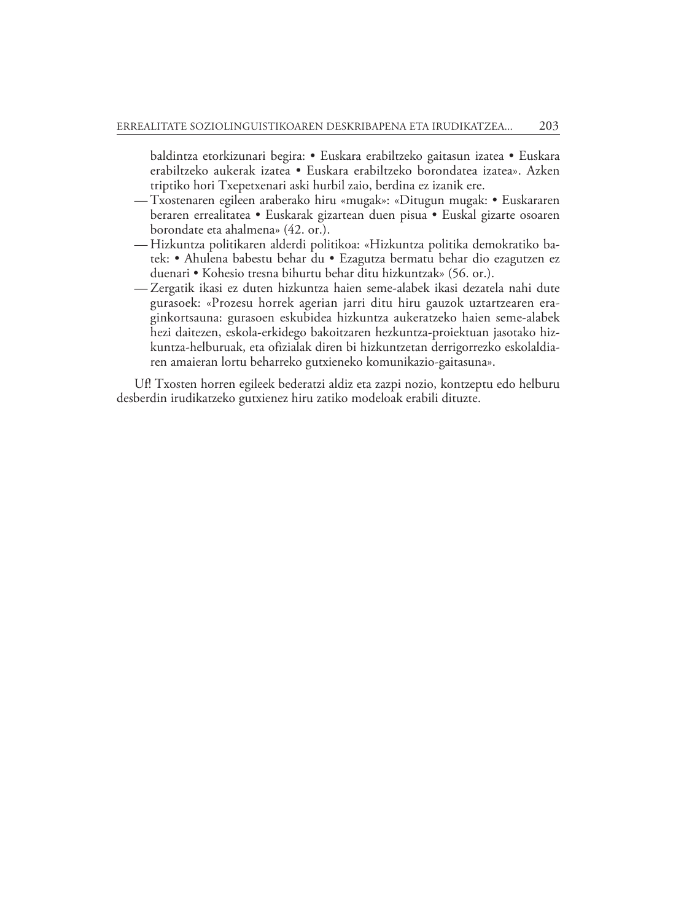baldintza etorkizunari begira: • Euskara erabiltzeko gaitasun izatea • Euskara erabiltzeko aukerak izatea • Euskara erabiltzeko borondatea izatea». Azken triptiko hori Txepetxenari aski hurbil zaio, berdina ez izanik ere.

— Txostenaren egileen araberako hiru «mugak»: «Ditugun mugak: • Euskararen beraren errealitatea • Euskarak gizartean duen pisua • Euskal gizarte osoaren borondate eta ahalmena» (42. or.).

— Hizkuntza politikaren alderdi politikoa: «Hizkuntza politika demokratiko batek: • Ahulena babestu behar du • Ezagutza bermatu behar dio ezagutzen ez duenari • Kohesio tresna bihurtu behar ditu hizkuntzak» (56. or.).

— Zergatik ikasi ez duten hizkuntza haien seme-alabek ikasi dezatela nahi dute gurasoek: «Prozesu horrek agerian jarri ditu hiru gauzok uztartzearen eraginkortsauna: gurasoen eskubidea hizkuntza aukeratzeko haien seme-alabek hezi daitezen, eskola-erkidego bakoitzaren hezkuntza-proiektuan jasotako hizkuntza-helburuak, eta ofizialak diren bi hizkuntzetan derrigorrezko eskolaldiaren amaieran lortu beharreko gutxieneko komunikazio-gaitasuna».

Uf! Txosten horren egileek bederatzi aldiz eta zazpi nozio, kontzeptu edo helburu desberdin irudikatzeko gutxienez hiru zatiko modeloak erabili dituzte.